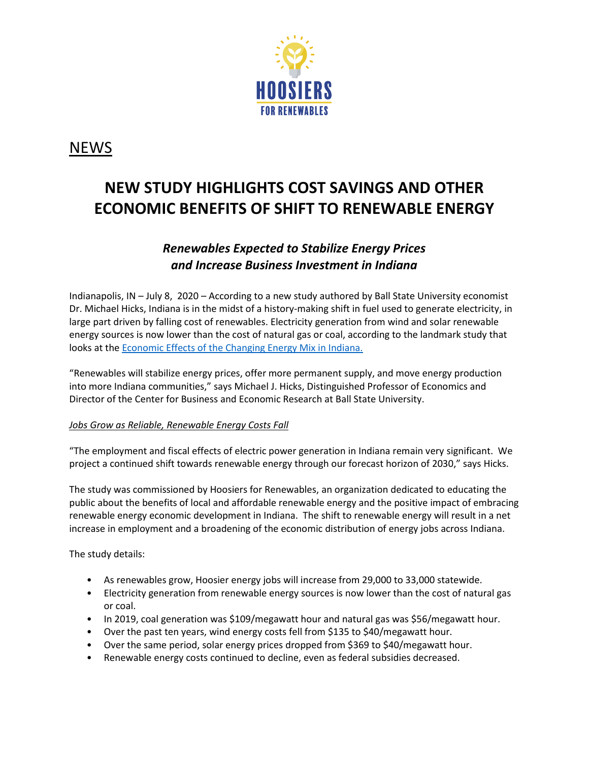HOOSIERS FOR RENEWABLES

NEWS

# NEW STUDY HIGHLIGHTS COST SAVINGS AND OTHER ECONOMIC BENEFITS OF SHIFT TO RENEWABLE ENERGY

## *Renewables Expected to Stabilize Energy Prices and Increase Business Investment in Indiana*

Indianapolis, IN – July 8, 2020 – According to a new study authored by Ball State University economist Dr. Michael Hicks, Indiana is in the midst of a history-making shift in fuel used to generate electricity, in large part driven by falling cost of renewables. Electricity generation from wind and solar renewable energy sources is now lower than the cost of natural gas or coal, according to the landmark study that looks at the Economic Effects of the Changing Energy Mix in Indiana.

"Renewables will stabilize energy prices, offer more permanent supply, and move energy production into more Indiana communities," says Michael J. Hicks, Distinguished Professor of Economics and Director of the Center for Business and Economic Research at Ball State University.

*Jobs Grow as Reliable, Renewable Energy Costs Fall*

"The employment and fiscal effects of electric power generation in Indiana remain very significant. We project a continued shift towards renewable energy through our forecast horizon of 2030," says Hicks.

The study was commissioned by Hoosiers for Renewables, an organization dedicated to educating the public about the benefits of local and affordable renewable energy and the positive impact of embracing renewable energy economic development in Indiana. The shift to renewable energy will result in a net increase in employment and a broadening of the economic distribution of energy jobs across Indiana.

The study details:

- As renewables grow, Hoosier energy jobs will increase from 29,000 to 33,000 statewide.
- Electricity generation from renewable energy sources is now lower than the cost of natural gas or coal.
- In 2019, coal generation was $109/megawatt hour and natural gas was $56/megawatt hour.
- Over the past ten years, wind energy costs fell from $135 to $40/megawatt hour.
- Over the same period, solar energy prices dropped from $369 to $40/megawatt hour.
- Renewable energy costs continued to decline, even as federal subsidies decreased.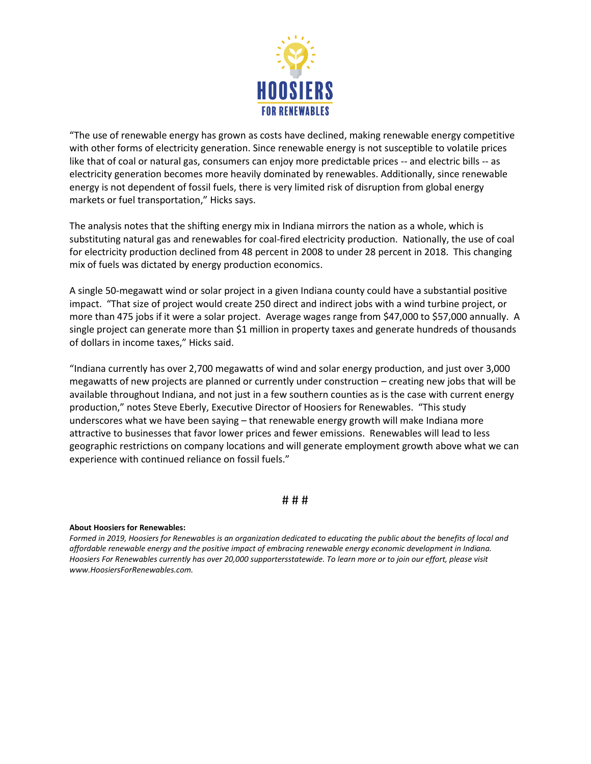"The use of renewable energy has grown as costs have declined, making renewable energy competitive with other forms of electricity generation. Since renewable energy is not susceptible to volatile prices like that of coal or natural gas, consumers can enjoy more predictable prices -- and electric bills -- as electricity generation becomes more heavily dominated by renewables. Additionally, since renewable energy is not dependent of fossil fuels, there is very limited risk of disruption from global energy markets or fuel transportation," Hicks says.

The analysis notes that the shifting energy mix in Indiana mirrors the nation as a whole, which is substituting natural gas and renewables for coal-fired electricity production. Nationally, the use of coal for electricity production declined from 48 percent in 2008 to under 28 percent in 2018. This changing mix of fuels was dictated by energy production economics.

A single 50-megawatt wind or solar project in a given Indiana county could have a substantial positive impact. "That size of project would create 250 direct and indirect jobs with a wind turbine project, or more than 475 jobs if it were a solar project. Average wages range from $47,000 to $57,000 annually. A single project can generate more than $1 million in property taxes and generate hundreds of thousands of dollars in income taxes," Hicks said.

"Indiana currently has over 2,700 megawatts of wind and solar energy production, and just over 3,000 megawatts of new projects are planned or currently under construction – creating new jobs that will be available throughout Indiana, and not just in a few southern counties as is the case with current energy production," notes Steve Eberly, Executive Director of Hoosiers for Renewables. "This study underscores what we have been saying – that renewable energy growth will make Indiana more attractive to businesses that favor lower prices and fewer emissions. Renewables will lead to less geographic restrictions on company locations and will generate employment growth above what we can experience with continued reliance on fossil fuels."

# # #

**About Hoosiers for Renewables:**
*Formed in 2019, Hoosiers for Renewables is an organization dedicated to educating the public about the benefits of local and affordable renewable energy and the positive impact of embracing renewable energy economic development in Indiana. Hoosiers For Renewables currently has over 20,000 supportersstatewide. To learn more or to join our effort, please visit www.HoosiersForRenewables.com.*